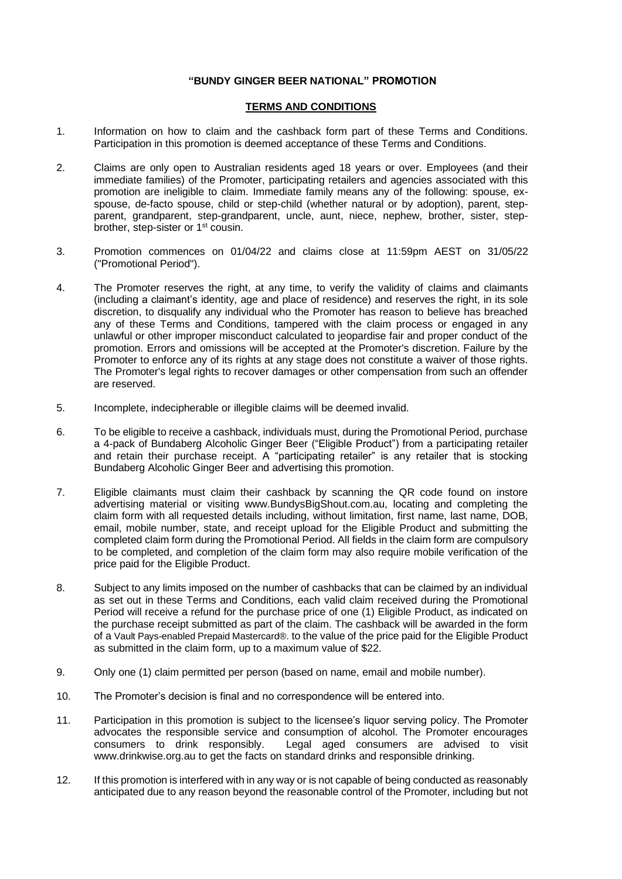**"BUNDY GINGER BEER NATIONAL" PROMOTION**

**TERMS AND CONDITIONS**

1. Information on how to claim and the cashback form part of these Terms and Conditions. Participation in this promotion is deemed acceptance of these Terms and Conditions.

2. Claims are only open to Australian residents aged 18 years or over. Employees (and their immediate families) of the Promoter, participating retailers and agencies associated with this promotion are ineligible to claim. Immediate family means any of the following: spouse, ex-spouse, de-facto spouse, child or step-child (whether natural or by adoption), parent, step-parent, grandparent, step-grandparent, uncle, aunt, niece, nephew, brother, sister, step-brother, step-sister or 1st cousin.

3. Promotion commences on 01/04/22 and claims close at 11:59pm AEST on 31/05/22 ("Promotional Period").

4. The Promoter reserves the right, at any time, to verify the validity of claims and claimants (including a claimant's identity, age and place of residence) and reserves the right, in its sole discretion, to disqualify any individual who the Promoter has reason to believe has breached any of these Terms and Conditions, tampered with the claim process or engaged in any unlawful or other improper misconduct calculated to jeopardise fair and proper conduct of the promotion. Errors and omissions will be accepted at the Promoter's discretion. Failure by the Promoter to enforce any of its rights at any stage does not constitute a waiver of those rights. The Promoter's legal rights to recover damages or other compensation from such an offender are reserved.

5. Incomplete, indecipherable or illegible claims will be deemed invalid.

6. To be eligible to receive a cashback, individuals must, during the Promotional Period, purchase a 4-pack of Bundaberg Alcoholic Ginger Beer ("Eligible Product") from a participating retailer and retain their purchase receipt. A "participating retailer" is any retailer that is stocking Bundaberg Alcoholic Ginger Beer and advertising this promotion.

7. Eligible claimants must claim their cashback by scanning the QR code found on instore advertising material or visiting www.BundysBigShout.com.au, locating and completing the claim form with all requested details including, without limitation, first name, last name, DOB, email, mobile number, state, and receipt upload for the Eligible Product and submitting the completed claim form during the Promotional Period. All fields in the claim form are compulsory to be completed, and completion of the claim form may also require mobile verification of the price paid for the Eligible Product.

8. Subject to any limits imposed on the number of cashbacks that can be claimed by an individual as set out in these Terms and Conditions, each valid claim received during the Promotional Period will receive a refund for the purchase price of one (1) Eligible Product, as indicated on the purchase receipt submitted as part of the claim. The cashback will be awarded in the form of a Vault Pays-enabled Prepaid Mastercard®. to the value of the price paid for the Eligible Product as submitted in the claim form, up to a maximum value of $22.

9. Only one (1) claim permitted per person (based on name, email and mobile number).

10. The Promoter's decision is final and no correspondence will be entered into.

11. Participation in this promotion is subject to the licensee's liquor serving policy. The Promoter advocates the responsible service and consumption of alcohol. The Promoter encourages consumers to drink responsibly. Legal aged consumers are advised to visit www.drinkwise.org.au to get the facts on standard drinks and responsible drinking.

12. If this promotion is interfered with in any way or is not capable of being conducted as reasonably anticipated due to any reason beyond the reasonable control of the Promoter, including but not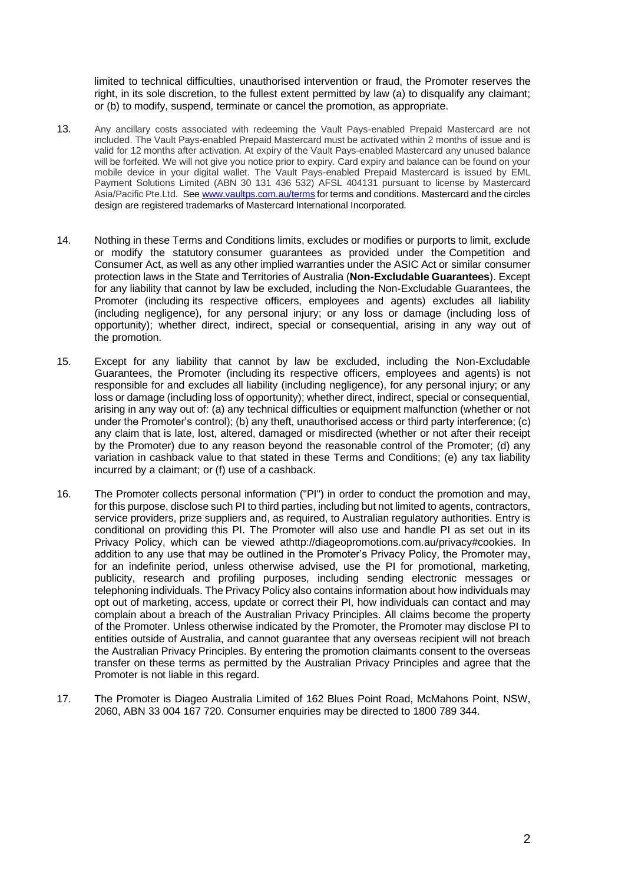limited to technical difficulties, unauthorised intervention or fraud, the Promoter reserves the right, in its sole discretion, to the fullest extent permitted by law (a) to disqualify any claimant; or (b) to modify, suspend, terminate or cancel the promotion, as appropriate.

13. Any ancillary costs associated with redeeming the Vault Pays-enabled Prepaid Mastercard are not included. The Vault Pays-enabled Prepaid Mastercard must be activated within 2 months of issue and is valid for 12 months after activation. At expiry of the Vault Pays-enabled Mastercard any unused balance will be forfeited. We will not give you notice prior to expiry. Card expiry and balance can be found on your mobile device in your digital wallet. The Vault Pays-enabled Prepaid Mastercard is issued by EML Payment Solutions Limited (ABN 30 131 436 532) AFSL 404131 pursuant to license by Mastercard Asia/Pacific Pte.Ltd. See www.vaultps.com.au/terms for terms and conditions. Mastercard and the circles design are registered trademarks of Mastercard International Incorporated.

14. Nothing in these Terms and Conditions limits, excludes or modifies or purports to limit, exclude or modify the statutory consumer guarantees as provided under the Competition and Consumer Act, as well as any other implied warranties under the ASIC Act or similar consumer protection laws in the State and Territories of Australia (**Non-Excludable Guarantees**). Except for any liability that cannot by law be excluded, including the Non-Excludable Guarantees, the Promoter (including its respective officers, employees and agents) excludes all liability (including negligence), for any personal injury; or any loss or damage (including loss of opportunity); whether direct, indirect, special or consequential, arising in any way out of the promotion.

15. Except for any liability that cannot by law be excluded, including the Non-Excludable Guarantees, the Promoter (including its respective officers, employees and agents) is not responsible for and excludes all liability (including negligence), for any personal injury; or any loss or damage (including loss of opportunity); whether direct, indirect, special or consequential, arising in any way out of: (a) any technical difficulties or equipment malfunction (whether or not under the Promoter's control); (b) any theft, unauthorised access or third party interference; (c) any claim that is late, lost, altered, damaged or misdirected (whether or not after their receipt by the Promoter) due to any reason beyond the reasonable control of the Promoter; (d) any variation in cashback value to that stated in these Terms and Conditions; (e) any tax liability incurred by a claimant; or (f) use of a cashback.

16. The Promoter collects personal information ("PI") in order to conduct the promotion and may, for this purpose, disclose such PI to third parties, including but not limited to agents, contractors, service providers, prize suppliers and, as required, to Australian regulatory authorities. Entry is conditional on providing this PI. The Promoter will also use and handle PI as set out in its Privacy Policy, which can be viewed athttp://diageopromotions.com.au/privacy#cookies. In addition to any use that may be outlined in the Promoter's Privacy Policy, the Promoter may, for an indefinite period, unless otherwise advised, use the PI for promotional, marketing, publicity, research and profiling purposes, including sending electronic messages or telephoning individuals. The Privacy Policy also contains information about how individuals may opt out of marketing, access, update or correct their PI, how individuals can contact and may complain about a breach of the Australian Privacy Principles. All claims become the property of the Promoter. Unless otherwise indicated by the Promoter, the Promoter may disclose PI to entities outside of Australia, and cannot guarantee that any overseas recipient will not breach the Australian Privacy Principles. By entering the promotion claimants consent to the overseas transfer on these terms as permitted by the Australian Privacy Principles and agree that the Promoter is not liable in this regard.

17. The Promoter is Diageo Australia Limited of 162 Blues Point Road, McMahons Point, NSW, 2060, ABN 33 004 167 720. Consumer enquiries may be directed to 1800 789 344.